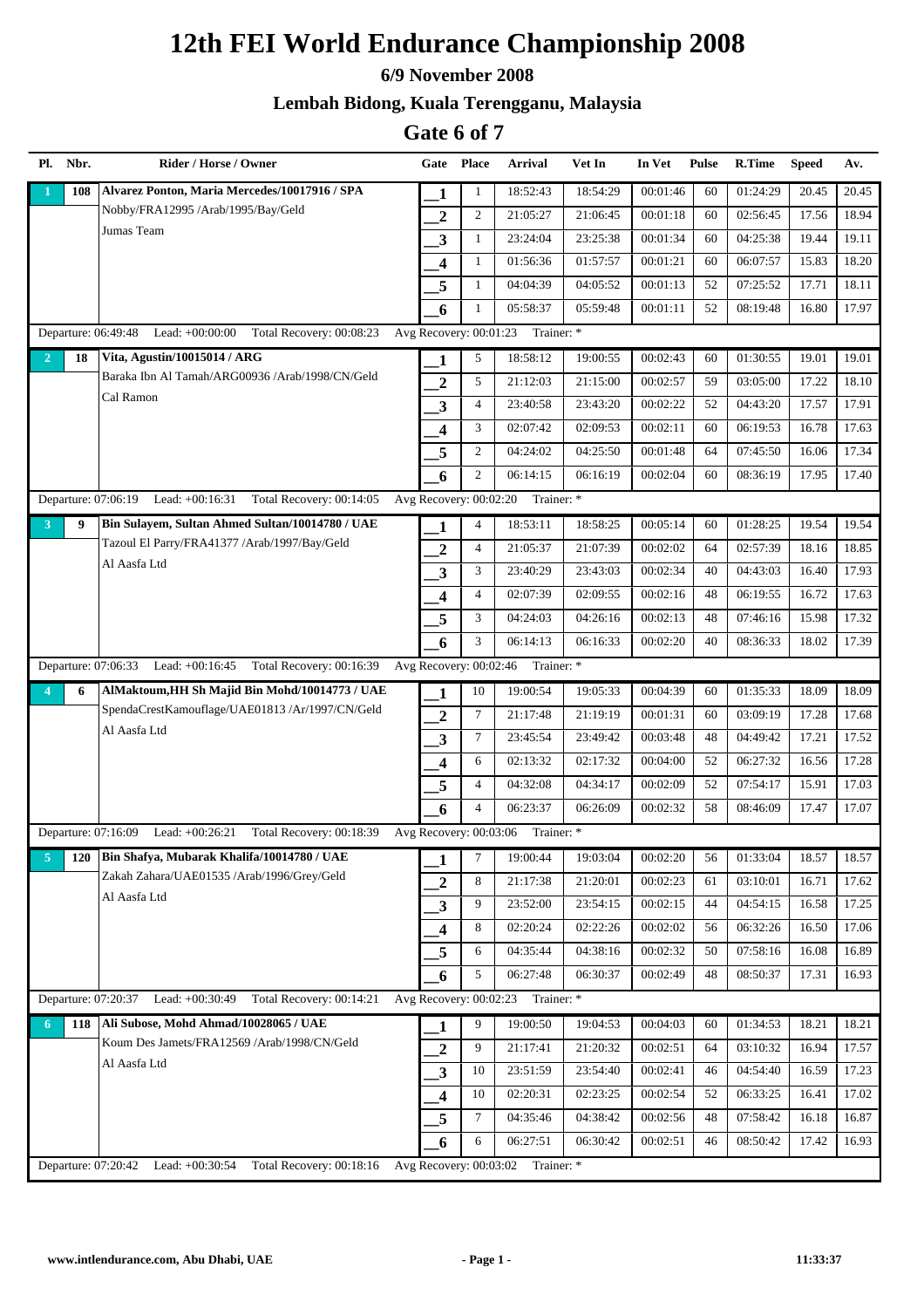# 12th FEI World Endurance Championship 2008

### 6/9 November 2008

### Lembah Bidong, Kuala Terengganu, Malaysia

## Gate 6 of 7

| Pl. | Nbr. | Rider / Horse / Owner | Gate | Place | Arrival | Vet In | In Vet | Pulse | R.Time | Speed | Av. |
|---|---|---|---|---|---|---|---|---|---|---|---|
| 1 | 108 | **Alvarez Ponton, Maria Mercedes/10017916 / SPA** | 1 | 1 | 18:52:43 | 18:54:29 | 00:01:46 | 60 | 01:24:29 | 20.45 | 20.45 |
| | | Nobby/FRA12995 /Arab/1995/Bay/Geld | 2 | 2 | 21:05:27 | 21:06:45 | 00:01:18 | 60 | 02:56:45 | 17.56 | 18.94 |
| | | Jumas Team | 3 | 1 | 23:24:04 | 23:25:38 | 00:01:34 | 60 | 04:25:38 | 19.44 | 19.11 |
| | | | 4 | 1 | 01:56:36 | 01:57:57 | 00:01:21 | 60 | 06:07:57 | 15.83 | 18.20 |
| | | | 5 | 1 | 04:04:39 | 04:05:52 | 00:01:13 | 52 | 07:25:52 | 17.71 | 18.11 |
| | | | 6 | 1 | 05:58:37 | 05:59:48 | 00:01:11 | 52 | 08:19:48 | 16.80 | 17.97 |
| | | Departure: 06:49:48 Lead: +00:00:00 Total Recovery: 00:08:23 | Avg Recovery: 00:01:23 | Trainer: * | | | | | | | |
| 2 | 18 | **Vita, Agustin/10015014 / ARG** | 1 | 5 | 18:58:12 | 19:00:55 | 00:02:43 | 60 | 01:30:55 | 19.01 | 19.01 |
| | | Baraka Ibn Al Tamah/ARG00936 /Arab/1998/CN/Geld | 2 | 5 | 21:12:03 | 21:15:00 | 00:02:57 | 59 | 03:05:00 | 17.22 | 18.10 |
| | | Cal Ramon | 3 | 4 | 23:40:58 | 23:43:20 | 00:02:22 | 52 | 04:43:20 | 17.57 | 17.91 |
| | | | 4 | 3 | 02:07:42 | 02:09:53 | 00:02:11 | 60 | 06:19:53 | 16.78 | 17.63 |
| | | | 5 | 2 | 04:24:02 | 04:25:50 | 00:01:48 | 64 | 07:45:50 | 16.06 | 17.34 |
| | | | 6 | 2 | 06:14:15 | 06:16:19 | 00:02:04 | 60 | 08:36:19 | 17.95 | 17.40 |
| | | Departure: 07:06:19 Lead: +00:16:31 Total Recovery: 00:14:05 | Avg Recovery: 00:02:20 | Trainer: * | | | | | | | |
| 3 | 9 | **Bin Sulayem, Sultan Ahmed Sultan/10014780 / UAE** | 1 | 4 | 18:53:11 | 18:58:25 | 00:05:14 | 60 | 01:28:25 | 19.54 | 19.54 |
| | | Tazoul El Parry/FRA41377 /Arab/1997/Bay/Geld | 2 | 4 | 21:05:37 | 21:07:39 | 00:02:02 | 64 | 02:57:39 | 18.16 | 18.85 |
| | | Al Aasfa Ltd | 3 | 3 | 23:40:29 | 23:43:03 | 00:02:34 | 40 | 04:43:03 | 16.40 | 17.93 |
| | | | 4 | 4 | 02:07:39 | 02:09:55 | 00:02:16 | 48 | 06:19:55 | 16.72 | 17.63 |
| | | | 5 | 3 | 04:24:03 | 04:26:16 | 00:02:13 | 48 | 07:46:16 | 15.98 | 17.32 |
| | | | 6 | 3 | 06:14:13 | 06:16:33 | 00:02:20 | 40 | 08:36:33 | 18.02 | 17.39 |
| | | Departure: 07:06:33 Lead: +00:16:45 Total Recovery: 00:16:39 | Avg Recovery: 00:02:46 | Trainer: * | | | | | | | |
| 4 | 6 | **AlMaktoum,HH Sh Majid Bin Mohd/10014773 / UAE** | 1 | 10 | 19:00:54 | 19:05:33 | 00:04:39 | 60 | 01:35:33 | 18.09 | 18.09 |
| | | SpendaCrestKamouflage/UAE01813 /Ar/1997/CN/Geld | 2 | 7 | 21:17:48 | 21:19:19 | 00:01:31 | 60 | 03:09:19 | 17.28 | 17.68 |
| | | Al Aasfa Ltd | 3 | 7 | 23:45:54 | 23:49:42 | 00:03:48 | 48 | 04:49:42 | 17.21 | 17.52 |
| | | | 4 | 6 | 02:13:32 | 02:17:32 | 00:04:00 | 52 | 06:27:32 | 16.56 | 17.28 |
| | | | 5 | 4 | 04:32:08 | 04:34:17 | 00:02:09 | 52 | 07:54:17 | 15.91 | 17.03 |
| | | | 6 | 4 | 06:23:37 | 06:26:09 | 00:02:32 | 58 | 08:46:09 | 17.47 | 17.07 |
| | | Departure: 07:16:09 Lead: +00:26:21 Total Recovery: 00:18:39 | Avg Recovery: 00:03:06 | Trainer: * | | | | | | | |
| 5 | 120 | **Bin Shafya, Mubarak Khalifa/10014780 / UAE** | 1 | 7 | 19:00:44 | 19:03:04 | 00:02:20 | 56 | 01:33:04 | 18.57 | 18.57 |
| | | Zakah Zahara/UAE01535 /Arab/1996/Grey/Geld | 2 | 8 | 21:17:38 | 21:20:01 | 00:02:23 | 61 | 03:10:01 | 16.71 | 17.62 |
| | | Al Aasfa Ltd | 3 | 9 | 23:52:00 | 23:54:15 | 00:02:15 | 44 | 04:54:15 | 16.58 | 17.25 |
| | | | 4 | 8 | 02:20:24 | 02:22:26 | 00:02:02 | 56 | 06:32:26 | 16.50 | 17.06 |
| | | | 5 | 6 | 04:35:44 | 04:38:16 | 00:02:32 | 50 | 07:58:16 | 16.08 | 16.89 |
| | | | 6 | 5 | 06:27:48 | 06:30:37 | 00:02:49 | 48 | 08:50:37 | 17.31 | 16.93 |
| | | Departure: 07:20:37 Lead: +00:30:49 Total Recovery: 00:14:21 | Avg Recovery: 00:02:23 | Trainer: * | | | | | | | |
| 6 | 118 | **Ali Subose, Mohd Ahmad/10028065 / UAE** | 1 | 9 | 19:00:50 | 19:04:53 | 00:04:03 | 60 | 01:34:53 | 18.21 | 18.21 |
| | | Koum Des Jamets/FRA12569 /Arab/1998/CN/Geld | 2 | 9 | 21:17:41 | 21:20:32 | 00:02:51 | 64 | 03:10:32 | 16.94 | 17.57 |
| | | Al Aasfa Ltd | 3 | 10 | 23:51:59 | 23:54:40 | 00:02:41 | 46 | 04:54:40 | 16.59 | 17.23 |
| | | | 4 | 10 | 02:20:31 | 02:23:25 | 00:02:54 | 52 | 06:33:25 | 16.41 | 17.02 |
| | | | 5 | 7 | 04:35:46 | 04:38:42 | 00:02:56 | 48 | 07:58:42 | 16.18 | 16.87 |
| | | | 6 | 6 | 06:27:51 | 06:30:42 | 00:02:51 | 46 | 08:50:42 | 17.42 | 16.93 |
| | | Departure: 07:20:42 Lead: +00:30:54 Total Recovery: 00:18:16 | Avg Recovery: 00:03:02 | Trainer: * | | | | | | | |

www.intlendurance.com, Abu Dhabi, UAE — 11:33:37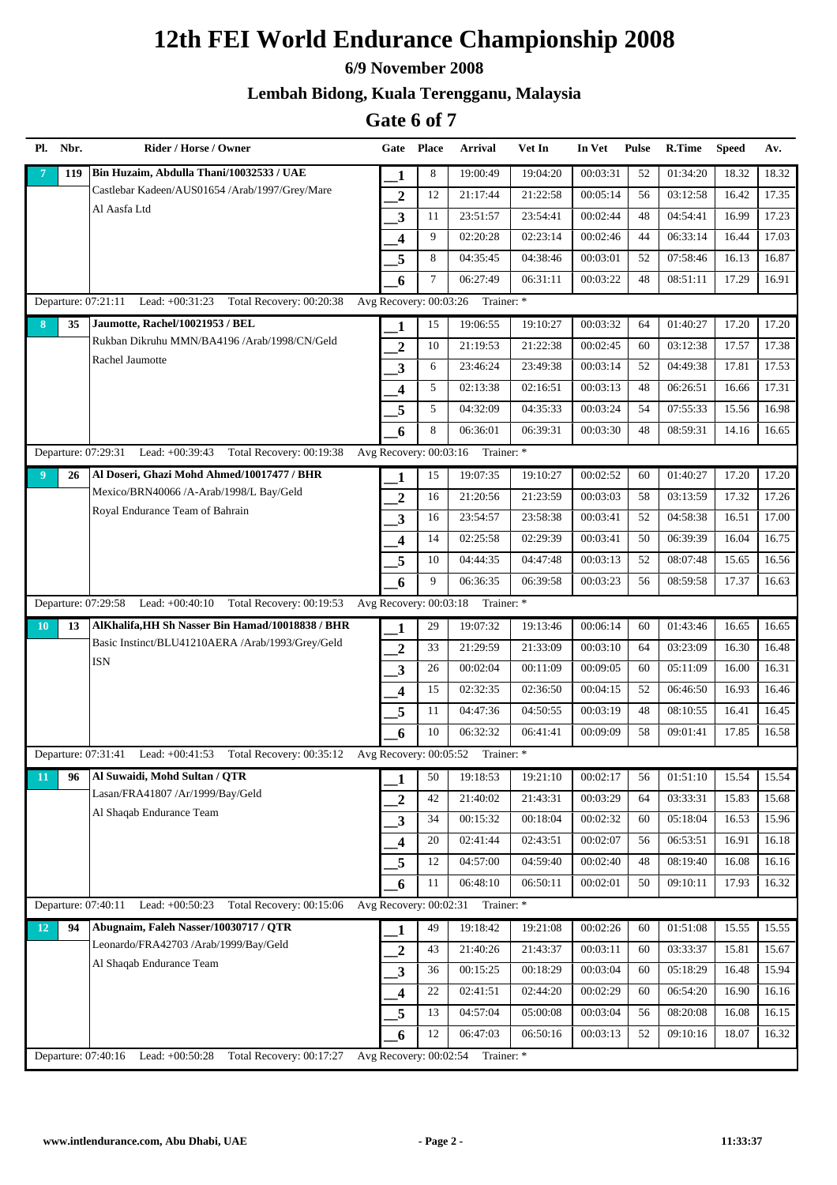# 12th FEI World Endurance Championship 2008

## 6/9 November 2008

## Lembah Bidong, Kuala Terengganu, Malaysia

## Gate 6 of 7

| Pl. | Nbr. | Rider / Horse / Owner | Gate | Place | Arrival | Vet In | In Vet | Pulse | R.Time | Speed | Av. |
|---|---|---|---|---|---|---|---|---|---|---|---|
| 7 | 119 | Bin Huzaim, Abdulla Thani/10032533 / UAE | 1 | 8 | 19:00:49 | 19:04:20 | 00:03:31 | 52 | 01:34:20 | 18.32 | 18.32 |
| | | Castlebar Kadeen/AUS01654 /Arab/1997/Grey/Mare | 2 | 12 | 21:17:44 | 21:22:58 | 00:05:14 | 56 | 03:12:58 | 16.42 | 17.35 |
| | | Al Aasfa Ltd | 3 | 11 | 23:51:57 | 23:54:41 | 00:02:44 | 48 | 04:54:41 | 16.99 | 17.23 |
| | | | 4 | 9 | 02:20:28 | 02:23:14 | 00:02:46 | 44 | 06:33:14 | 16.44 | 17.03 |
| | | | 5 | 8 | 04:35:45 | 04:38:46 | 00:03:01 | 52 | 07:58:46 | 16.13 | 16.87 |
| | | | 6 | 7 | 06:27:49 | 06:31:11 | 00:03:22 | 48 | 08:51:11 | 17.29 | 16.91 |
| Departure: 07:21:11 Lead: +00:31:23 Total Recovery: 00:20:38 | | | Avg Recovery: 00:03:26 Trainer: * | | | | | | | | |
| 8 | 35 | Jaumotte, Rachel/10021953 / BEL | 1 | 15 | 19:06:55 | 19:10:27 | 00:03:32 | 64 | 01:40:27 | 17.20 | 17.20 |
| | | Rukban Dikruhu MMN/BA4196 /Arab/1998/CN/Geld | 2 | 10 | 21:19:53 | 21:22:38 | 00:02:45 | 60 | 03:12:38 | 17.57 | 17.38 |
| | | Rachel Jaumotte | 3 | 6 | 23:46:24 | 23:49:38 | 00:03:14 | 52 | 04:49:38 | 17.81 | 17.53 |
| | | | 4 | 5 | 02:13:38 | 02:16:51 | 00:03:13 | 48 | 06:26:51 | 16.66 | 17.31 |
| | | | 5 | 5 | 04:32:09 | 04:35:33 | 00:03:24 | 54 | 07:55:33 | 15.56 | 16.98 |
| | | | 6 | 8 | 06:36:01 | 06:39:31 | 00:03:30 | 48 | 08:59:31 | 14.16 | 16.65 |
| Departure: 07:29:31 Lead: +00:39:43 Total Recovery: 00:19:38 | | | Avg Recovery: 00:03:16 Trainer: * | | | | | | | | |
| 9 | 26 | Al Doseri, Ghazi Mohd Ahmed/10017477 / BHR | 1 | 15 | 19:07:35 | 19:10:27 | 00:02:52 | 60 | 01:40:27 | 17.20 | 17.20 |
| | | Mexico/BRN40066 /A-Arab/1998/L Bay/Geld | 2 | 16 | 21:20:56 | 21:23:59 | 00:03:03 | 58 | 03:13:59 | 17.32 | 17.26 |
| | | Royal Endurance Team of Bahrain | 3 | 16 | 23:54:57 | 23:58:38 | 00:03:41 | 52 | 04:58:38 | 16.51 | 17.00 |
| | | | 4 | 14 | 02:25:58 | 02:29:39 | 00:03:41 | 50 | 06:39:39 | 16.04 | 16.75 |
| | | | 5 | 10 | 04:44:35 | 04:47:48 | 00:03:13 | 52 | 08:07:48 | 15.65 | 16.56 |
| | | | 6 | 9 | 06:36:35 | 06:39:58 | 00:03:23 | 56 | 08:59:58 | 17.37 | 16.63 |
| Departure: 07:29:58 Lead: +00:40:10 Total Recovery: 00:19:53 | | | Avg Recovery: 00:03:18 Trainer: * | | | | | | | | |
| 10 | 13 | AlKhalifa,HH Sh Nasser Bin Hamad/10018838 / BHR | 1 | 29 | 19:07:32 | 19:13:46 | 00:06:14 | 60 | 01:43:46 | 16.65 | 16.65 |
| | | Basic Instinct/BLU41210AERA /Arab/1993/Grey/Geld | 2 | 33 | 21:29:59 | 21:33:09 | 00:03:10 | 64 | 03:23:09 | 16.30 | 16.48 |
| | | ISN | 3 | 26 | 00:02:04 | 00:11:09 | 00:09:05 | 60 | 05:11:09 | 16.00 | 16.31 |
| | | | 4 | 15 | 02:32:35 | 02:36:50 | 00:04:15 | 52 | 06:46:50 | 16.93 | 16.46 |
| | | | 5 | 11 | 04:47:36 | 04:50:55 | 00:03:19 | 48 | 08:10:55 | 16.41 | 16.45 |
| | | | 6 | 10 | 06:32:32 | 06:41:41 | 00:09:09 | 58 | 09:01:41 | 17.85 | 16.58 |
| Departure: 07:31:41 Lead: +00:41:53 Total Recovery: 00:35:12 | | | Avg Recovery: 00:05:52 Trainer: * | | | | | | | | |
| 11 | 96 | Al Suwaidi, Mohd Sultan / QTR | 1 | 50 | 19:18:53 | 19:21:10 | 00:02:17 | 56 | 01:51:10 | 15.54 | 15.54 |
| | | Lasan/FRA41807 /Ar/1999/Bay/Geld | 2 | 42 | 21:40:02 | 21:43:31 | 00:03:29 | 64 | 03:33:31 | 15.83 | 15.68 |
| | | Al Shaqab Endurance Team | 3 | 34 | 00:15:32 | 00:18:04 | 00:02:32 | 60 | 05:18:04 | 16.53 | 15.96 |
| | | | 4 | 20 | 02:41:44 | 02:43:51 | 00:02:07 | 56 | 06:53:51 | 16.91 | 16.18 |
| | | | 5 | 12 | 04:57:00 | 04:59:40 | 00:02:40 | 48 | 08:19:40 | 16.08 | 16.16 |
| | | | 6 | 11 | 06:48:10 | 06:50:11 | 00:02:01 | 50 | 09:10:11 | 17.93 | 16.32 |
| Departure: 07:40:11 Lead: +00:50:23 Total Recovery: 00:15:06 | | | Avg Recovery: 00:02:31 Trainer: * | | | | | | | | |
| 12 | 94 | Abugnaim, Faleh Nasser/10030717 / QTR | 1 | 49 | 19:18:42 | 19:21:08 | 00:02:26 | 60 | 01:51:08 | 15.55 | 15.55 |
| | | Leonardo/FRA42703 /Arab/1999/Bay/Geld | 2 | 43 | 21:40:26 | 21:43:37 | 00:03:11 | 60 | 03:33:37 | 15.81 | 15.67 |
| | | Al Shaqab Endurance Team | 3 | 36 | 00:15:25 | 00:18:29 | 00:03:04 | 60 | 05:18:29 | 16.48 | 15.94 |
| | | | 4 | 22 | 02:41:51 | 02:44:20 | 00:02:29 | 60 | 06:54:20 | 16.90 | 16.16 |
| | | | 5 | 13 | 04:57:04 | 05:00:08 | 00:03:04 | 56 | 08:20:08 | 16.08 | 16.15 |
| | | | 6 | 12 | 06:47:03 | 06:50:16 | 00:03:13 | 52 | 09:10:16 | 18.07 | 16.32 |
| Departure: 07:40:16 Lead: +00:50:28 Total Recovery: 00:17:27 | | | Avg Recovery: 00:02:54 Trainer: * | | | | | | | | |

www.intlendurance.com, Abu Dhabi, UAE 11:33:37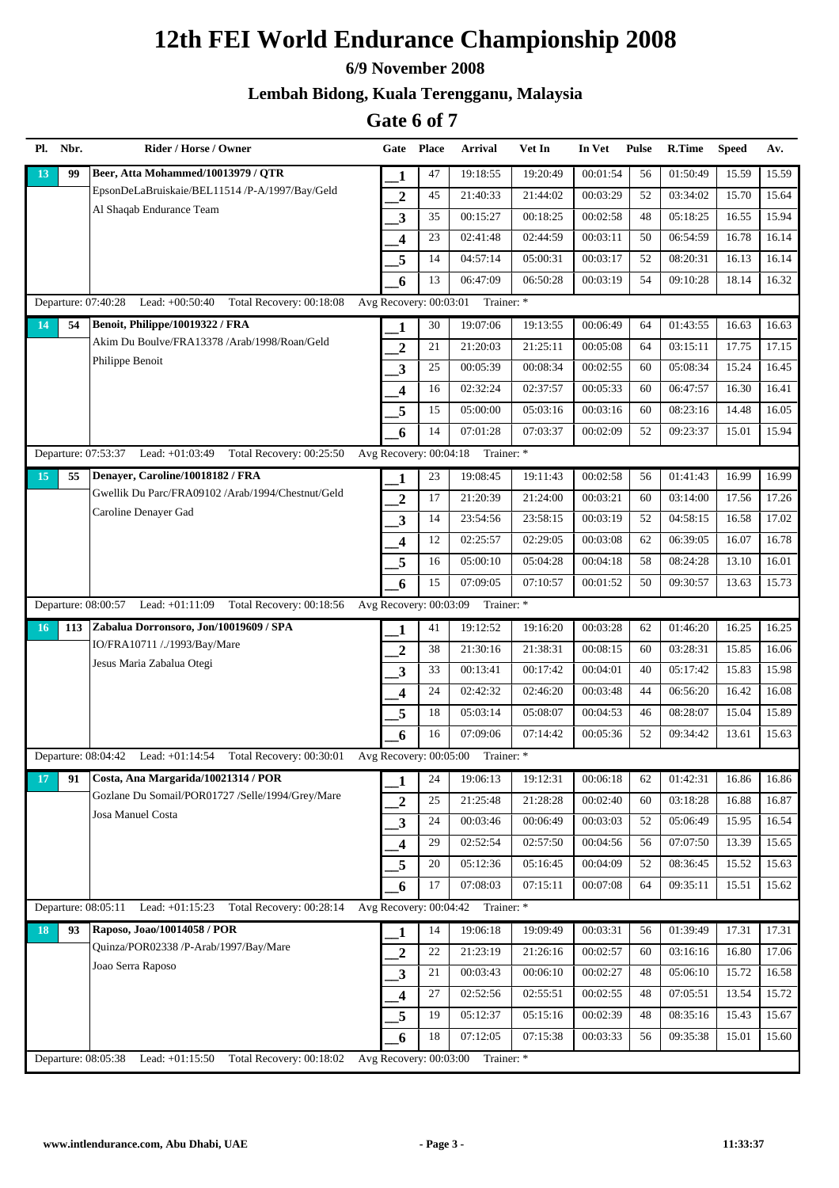# 12th FEI World Endurance Championship 2008

### 6/9 November 2008

### Lembah Bidong, Kuala Terengganu, Malaysia

## Gate 6 of 7

| Pl. | Nbr. | Rider / Horse / Owner | Gate | Place | Arrival | Vet In | In Vet | Pulse | R.Time | Speed | Av. |
|---|---|---|---|---|---|---|---|---|---|---|---|
| 13 | 99 | Beer, Atta Mohammed/10013979 / QTR | 1 | 47 | 19:18:55 | 19:20:49 | 00:01:54 | 56 | 01:50:49 | 15.59 | 15.59 |
| | | EpsonDeLaBruiskaie/BEL11514 /P-A/1997/Bay/Geld | 2 | 45 | 21:40:33 | 21:44:02 | 00:03:29 | 52 | 03:34:02 | 15.70 | 15.64 |
| | | Al Shaqab Endurance Team | 3 | 35 | 00:15:27 | 00:18:25 | 00:02:58 | 48 | 05:18:25 | 16.55 | 15.94 |
| | | | 4 | 23 | 02:41:48 | 02:44:59 | 00:03:11 | 50 | 06:54:59 | 16.78 | 16.14 |
| | | | 5 | 14 | 04:57:14 | 05:00:31 | 00:03:17 | 52 | 08:20:31 | 16.13 | 16.14 |
| | | | 6 | 13 | 06:47:09 | 06:50:28 | 00:03:19 | 54 | 09:10:28 | 18.14 | 16.32 |
| | | Departure: 07:40:28 Lead: +00:50:40 Total Recovery: 00:18:08 | Avg Recovery: 00:03:01 | | Trainer: * | | | | | | |
| 14 | 54 | Benoit, Philippe/10019322 / FRA | 1 | 30 | 19:07:06 | 19:13:55 | 00:06:49 | 64 | 01:43:55 | 16.63 | 16.63 |
| | | Akim Du Boulve/FRA13378 /Arab/1998/Roan/Geld | 2 | 21 | 21:20:03 | 21:25:11 | 00:05:08 | 64 | 03:15:11 | 17.75 | 17.15 |
| | | Philippe Benoit | 3 | 25 | 00:05:39 | 00:08:34 | 00:02:55 | 60 | 05:08:34 | 15.24 | 16.45 |
| | | | 4 | 16 | 02:32:24 | 02:37:57 | 00:05:33 | 60 | 06:47:57 | 16.30 | 16.41 |
| | | | 5 | 15 | 05:00:00 | 05:03:16 | 00:03:16 | 60 | 08:23:16 | 14.48 | 16.05 |
| | | | 6 | 14 | 07:01:28 | 07:03:37 | 00:02:09 | 52 | 09:23:37 | 15.01 | 15.94 |
| | | Departure: 07:53:37 Lead: +01:03:49 Total Recovery: 00:25:50 | Avg Recovery: 00:04:18 | | Trainer: * | | | | | | |
| 15 | 55 | Denayer, Caroline/10018182 / FRA | 1 | 23 | 19:08:45 | 19:11:43 | 00:02:58 | 56 | 01:41:43 | 16.99 | 16.99 |
| | | Gwellik Du Parc/FRA09102 /Arab/1994/Chestnut/Geld | 2 | 17 | 21:20:39 | 21:24:00 | 00:03:21 | 60 | 03:14:00 | 17.56 | 17.26 |
| | | Caroline Denayer Gad | 3 | 14 | 23:54:56 | 23:58:15 | 00:03:19 | 52 | 04:58:15 | 16.58 | 17.02 |
| | | | 4 | 12 | 02:25:57 | 02:29:05 | 00:03:08 | 62 | 06:39:05 | 16.07 | 16.78 |
| | | | 5 | 16 | 05:00:10 | 05:04:28 | 00:04:18 | 58 | 08:24:28 | 13.10 | 16.01 |
| | | | 6 | 15 | 07:09:05 | 07:10:57 | 00:01:52 | 50 | 09:30:57 | 13.63 | 15.73 |
| | | Departure: 08:00:57 Lead: +01:11:09 Total Recovery: 00:18:56 | Avg Recovery: 00:03:09 | | Trainer: * | | | | | | |
| 16 | 113 | Zabalua Dorronsoro, Jon/10019609 / SPA | 1 | 41 | 19:12:52 | 19:16:20 | 00:03:28 | 62 | 01:46:20 | 16.25 | 16.25 |
| | | IO/FRA10711 /./1993/Bay/Mare | 2 | 38 | 21:30:16 | 21:38:31 | 00:08:15 | 60 | 03:28:31 | 15.85 | 16.06 |
| | | Jesus Maria Zabalua Otegi | 3 | 33 | 00:13:41 | 00:17:42 | 00:04:01 | 40 | 05:17:42 | 15.83 | 15.98 |
| | | | 4 | 24 | 02:42:32 | 02:46:20 | 00:03:48 | 44 | 06:56:20 | 16.42 | 16.08 |
| | | | 5 | 18 | 05:03:14 | 05:08:07 | 00:04:53 | 46 | 08:28:07 | 15.04 | 15.89 |
| | | | 6 | 16 | 07:09:06 | 07:14:42 | 00:05:36 | 52 | 09:34:42 | 13.61 | 15.63 |
| | | Departure: 08:04:42 Lead: +01:14:54 Total Recovery: 00:30:01 | Avg Recovery: 00:05:00 | | Trainer: * | | | | | | |
| 17 | 91 | Costa, Ana Margarida/10021314 / POR | 1 | 24 | 19:06:13 | 19:12:31 | 00:06:18 | 62 | 01:42:31 | 16.86 | 16.86 |
| | | Gozlane Du Somail/POR01727 /Selle/1994/Grey/Mare | 2 | 25 | 21:25:48 | 21:28:28 | 00:02:40 | 60 | 03:18:28 | 16.88 | 16.87 |
| | | Josa Manuel Costa | 3 | 24 | 00:03:46 | 00:06:49 | 00:03:03 | 52 | 05:06:49 | 15.95 | 16.54 |
| | | | 4 | 29 | 02:52:54 | 02:57:50 | 00:04:56 | 56 | 07:07:50 | 13.39 | 15.65 |
| | | | 5 | 20 | 05:12:36 | 05:16:45 | 00:04:09 | 52 | 08:36:45 | 15.52 | 15.63 |
| | | | 6 | 17 | 07:08:03 | 07:15:11 | 00:07:08 | 64 | 09:35:11 | 15.51 | 15.62 |
| | | Departure: 08:05:11 Lead: +01:15:23 Total Recovery: 00:28:14 | Avg Recovery: 00:04:42 | | Trainer: * | | | | | | |
| 18 | 93 | Raposo, Joao/10014058 / POR | 1 | 14 | 19:06:18 | 19:09:49 | 00:03:31 | 56 | 01:39:49 | 17.31 | 17.31 |
| | | Quinza/POR02338 /P-Arab/1997/Bay/Mare | 2 | 22 | 21:23:19 | 21:26:16 | 00:02:57 | 60 | 03:16:16 | 16.80 | 17.06 |
| | | Joao Serra Raposo | 3 | 21 | 00:03:43 | 00:06:10 | 00:02:27 | 48 | 05:06:10 | 15.72 | 16.58 |
| | | | 4 | 27 | 02:52:56 | 02:55:51 | 00:02:55 | 48 | 07:05:51 | 13.54 | 15.72 |
| | | | 5 | 19 | 05:12:37 | 05:15:16 | 00:02:39 | 48 | 08:35:16 | 15.43 | 15.67 |
| | | | 6 | 18 | 07:12:05 | 07:15:38 | 00:03:33 | 56 | 09:35:38 | 15.01 | 15.60 |
| | | Departure: 08:05:38 Lead: +01:15:50 Total Recovery: 00:18:02 | Avg Recovery: 00:03:00 | | Trainer: * | | | | | | |

www.intlendurance.com, Abu Dhabi, UAE — 11:33:37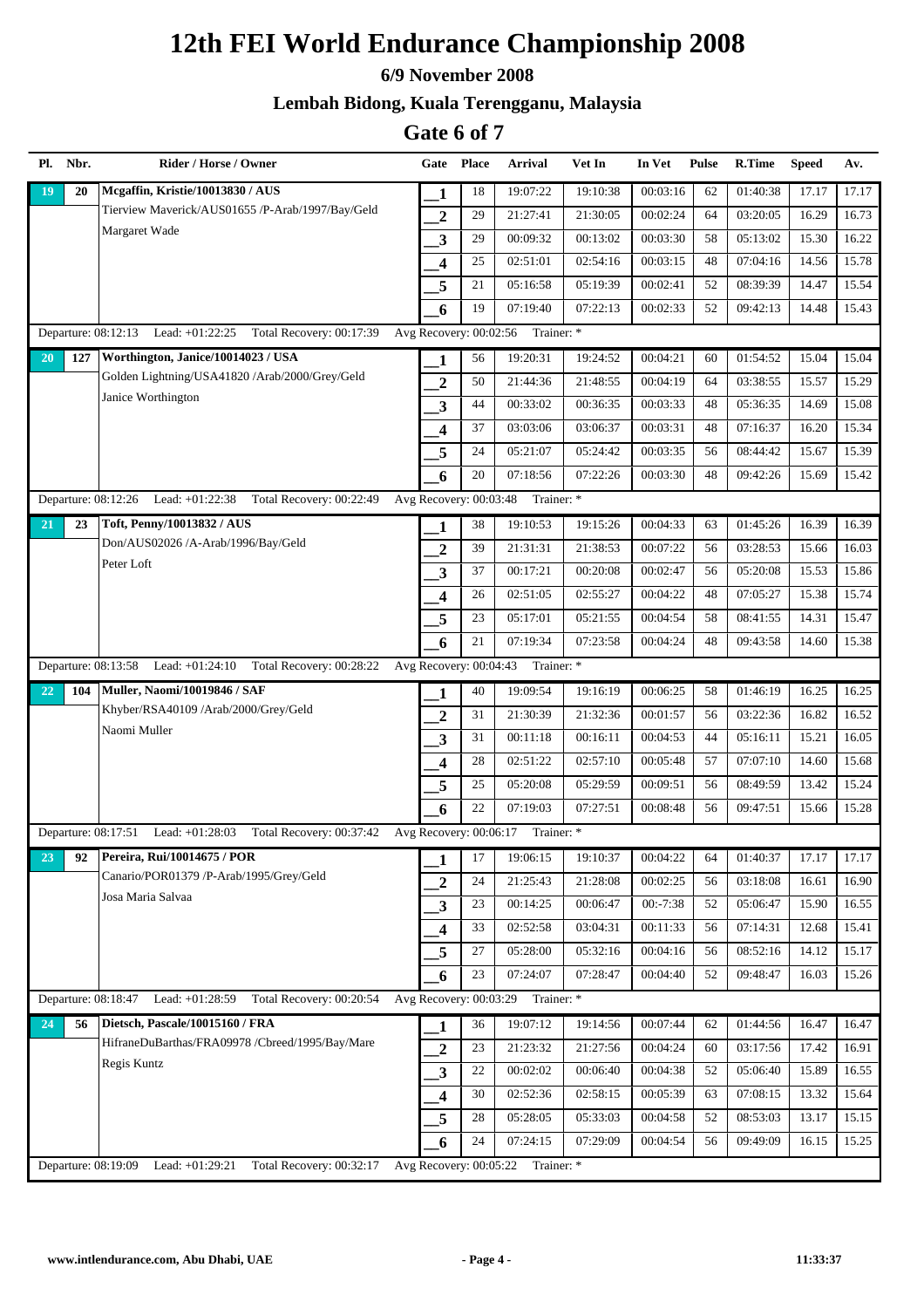# 12th FEI World Endurance Championship 2008

### 6/9 November 2008

### Lembah Bidong, Kuala Terengganu, Malaysia

## Gate 6 of 7

| Pl. | Nbr. | Rider / Horse / Owner | Gate | Place | Arrival | Vet In | In Vet | Pulse | R.Time | Speed | Av. |
|---|---|---|---|---|---|---|---|---|---|---|---|
| 19 | 20 | **Mcgaffin, Kristie/10013830 / AUS** | 1 | 18 | 19:07:22 | 19:10:38 | 00:03:16 | 62 | 01:40:38 | 17.17 | 17.17 |
| | | Tierview Maverick/AUS01655 /P-Arab/1997/Bay/Geld | 2 | 29 | 21:27:41 | 21:30:05 | 00:02:24 | 64 | 03:20:05 | 16.29 | 16.73 |
| | | Margaret Wade | 3 | 29 | 00:09:32 | 00:13:02 | 00:03:30 | 58 | 05:13:02 | 15.30 | 16.22 |
| | | | 4 | 25 | 02:51:01 | 02:54:16 | 00:03:15 | 48 | 07:04:16 | 14.56 | 15.78 |
| | | | 5 | 21 | 05:16:58 | 05:19:39 | 00:02:41 | 52 | 08:39:39 | 14.47 | 15.54 |
| | | | 6 | 19 | 07:19:40 | 07:22:13 | 00:02:33 | 52 | 09:42:13 | 14.48 | 15.43 |
| | | Departure: 08:12:13 Lead: +01:22:25 Total Recovery: 00:17:39 | Avg Recovery: 00:02:56 | Trainer: * | | | | | | | |
| 20 | 127 | **Worthington, Janice/10014023 / USA** | 1 | 56 | 19:20:31 | 19:24:52 | 00:04:21 | 60 | 01:54:52 | 15.04 | 15.04 |
| | | Golden Lightning/USA41820 /Arab/2000/Grey/Geld | 2 | 50 | 21:44:36 | 21:48:55 | 00:04:19 | 64 | 03:38:55 | 15.57 | 15.29 |
| | | Janice Worthington | 3 | 44 | 00:33:02 | 00:36:35 | 00:03:33 | 48 | 05:36:35 | 14.69 | 15.08 |
| | | | 4 | 37 | 03:03:06 | 03:06:37 | 00:03:31 | 48 | 07:16:37 | 16.20 | 15.34 |
| | | | 5 | 24 | 05:21:07 | 05:24:42 | 00:03:35 | 56 | 08:44:42 | 15.67 | 15.39 |
| | | | 6 | 20 | 07:18:56 | 07:22:26 | 00:03:30 | 48 | 09:42:26 | 15.69 | 15.42 |
| | | Departure: 08:12:26 Lead: +01:22:38 Total Recovery: 00:22:49 | Avg Recovery: 00:03:48 | Trainer: * | | | | | | | |
| 21 | 23 | **Toft, Penny/10013832 / AUS** | 1 | 38 | 19:10:53 | 19:15:26 | 00:04:33 | 63 | 01:45:26 | 16.39 | 16.39 |
| | | Don/AUS02026 /A-Arab/1996/Bay/Geld | 2 | 39 | 21:31:31 | 21:38:53 | 00:07:22 | 56 | 03:28:53 | 15.66 | 16.03 |
| | | Peter Loft | 3 | 37 | 00:17:21 | 00:20:08 | 00:02:47 | 56 | 05:20:08 | 15.53 | 15.86 |
| | | | 4 | 26 | 02:51:05 | 02:55:27 | 00:04:22 | 48 | 07:05:27 | 15.38 | 15.74 |
| | | | 5 | 23 | 05:17:01 | 05:21:55 | 00:04:54 | 58 | 08:41:55 | 14.31 | 15.47 |
| | | | 6 | 21 | 07:19:34 | 07:23:58 | 00:04:24 | 48 | 09:43:58 | 14.60 | 15.38 |
| | | Departure: 08:13:58 Lead: +01:24:10 Total Recovery: 00:28:22 | Avg Recovery: 00:04:43 | Trainer: * | | | | | | | |
| 22 | 104 | **Muller, Naomi/10019846 / SAF** | 1 | 40 | 19:09:54 | 19:16:19 | 00:06:25 | 58 | 01:46:19 | 16.25 | 16.25 |
| | | Khyber/RSA40109 /Arab/2000/Grey/Geld | 2 | 31 | 21:30:39 | 21:32:36 | 00:01:57 | 56 | 03:22:36 | 16.82 | 16.52 |
| | | Naomi Muller | 3 | 31 | 00:11:18 | 00:16:11 | 00:04:53 | 44 | 05:16:11 | 15.21 | 16.05 |
| | | | 4 | 28 | 02:51:22 | 02:57:10 | 00:05:48 | 57 | 07:07:10 | 14.60 | 15.68 |
| | | | 5 | 25 | 05:20:08 | 05:29:59 | 00:09:51 | 56 | 08:49:59 | 13.42 | 15.24 |
| | | | 6 | 22 | 07:19:03 | 07:27:51 | 00:08:48 | 56 | 09:47:51 | 15.66 | 15.28 |
| | | Departure: 08:17:51 Lead: +01:28:03 Total Recovery: 00:37:42 | Avg Recovery: 00:06:17 | Trainer: * | | | | | | | |
| 23 | 92 | **Pereira, Rui/10014675 / POR** | 1 | 17 | 19:06:15 | 19:10:37 | 00:04:22 | 64 | 01:40:37 | 17.17 | 17.17 |
| | | Canario/POR01379 /P-Arab/1995/Grey/Geld | 2 | 24 | 21:25:43 | 21:28:08 | 00:02:25 | 56 | 03:18:08 | 16.61 | 16.90 |
| | | Josa Maria Salvaa | 3 | 23 | 00:14:25 | 00:06:47 | 00:-7:38 | 52 | 05:06:47 | 15.90 | 16.55 |
| | | | 4 | 33 | 02:52:58 | 03:04:31 | 00:11:33 | 56 | 07:14:31 | 12.68 | 15.41 |
| | | | 5 | 27 | 05:28:00 | 05:32:16 | 00:04:16 | 56 | 08:52:16 | 14.12 | 15.17 |
| | | | 6 | 23 | 07:24:07 | 07:28:47 | 00:04:40 | 52 | 09:48:47 | 16.03 | 15.26 |
| | | Departure: 08:18:47 Lead: +01:28:59 Total Recovery: 00:20:54 | Avg Recovery: 00:03:29 | Trainer: * | | | | | | | |
| 24 | 56 | **Dietsch, Pascale/10015160 / FRA** | 1 | 36 | 19:07:12 | 19:14:56 | 00:07:44 | 62 | 01:44:56 | 16.47 | 16.47 |
| | | HifraneDuBarthas/FRA09978 /Cbreed/1995/Bay/Mare | 2 | 23 | 21:23:32 | 21:27:56 | 00:04:24 | 60 | 03:17:56 | 17.42 | 16.91 |
| | | Regis Kuntz | 3 | 22 | 00:02:02 | 00:06:40 | 00:04:38 | 52 | 05:06:40 | 15.89 | 16.55 |
| | | | 4 | 30 | 02:52:36 | 02:58:15 | 00:05:39 | 63 | 07:08:15 | 13.32 | 15.64 |
| | | | 5 | 28 | 05:28:05 | 05:33:03 | 00:04:58 | 52 | 08:53:03 | 13.17 | 15.15 |
| | | | 6 | 24 | 07:24:15 | 07:29:09 | 00:04:54 | 56 | 09:49:09 | 16.15 | 15.25 |
| | | Departure: 08:19:09 Lead: +01:29:21 Total Recovery: 00:32:17 | Avg Recovery: 00:05:22 | Trainer: * | | | | | | | |

www.intlendurance.com, Abu Dhabi, UAE — 11:33:37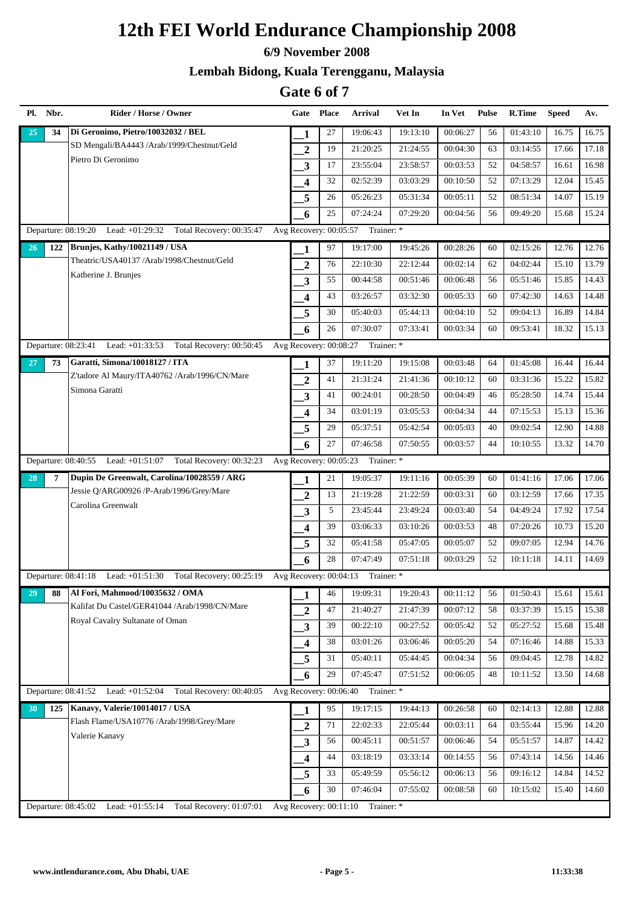# 12th FEI World Endurance Championship 2008

### 6/9 November 2008

### Lembah Bidong, Kuala Terengganu, Malaysia

## Gate 6 of 7

| Pl. | Nbr. | Rider / Horse / Owner | Gate | Place | Arrival | Vet In | In Vet | Pulse | R.Time | Speed | Av. |
|---|---|---|---|---|---|---|---|---|---|---|---|
| 25 | 34 | **Di Geronimo, Pietro/10032032 / BEL** | 1 | 27 | 19:06:43 | 19:13:10 | 00:06:27 | 56 | 01:43:10 | 16.75 | 16.75 |
| | | SD Mengali/BA4443 /Arab/1999/Chestnut/Geld | 2 | 19 | 21:20:25 | 21:24:55 | 00:04:30 | 63 | 03:14:55 | 17.66 | 17.18 |
| | | Pietro Di Geronimo | 3 | 17 | 23:55:04 | 23:58:57 | 00:03:53 | 52 | 04:58:57 | 16.61 | 16.98 |
| | | | 4 | 32 | 02:52:39 | 03:03:29 | 00:10:50 | 52 | 07:13:29 | 12.04 | 15.45 |
| | | | 5 | 26 | 05:26:23 | 05:31:34 | 00:05:11 | 52 | 08:51:34 | 14.07 | 15.19 |
| | | | 6 | 25 | 07:24:24 | 07:29:20 | 00:04:56 | 56 | 09:49:20 | 15.68 | 15.24 |
| Departure: 08:19:20 | | Lead: +01:29:32 Total Recovery: 00:35:47 | Avg Recovery: 00:05:57 | | Trainer: * | | | | | | |
| 26 | 122 | **Brunjes, Kathy/10021149 / USA** | 1 | 97 | 19:17:00 | 19:45:26 | 00:28:26 | 60 | 02:15:26 | 12.76 | 12.76 |
| | | Theatric/USA40137 /Arab/1998/Chestnut/Geld | 2 | 76 | 22:10:30 | 22:12:44 | 00:02:14 | 62 | 04:02:44 | 15.10 | 13.79 |
| | | Katherine J. Brunjes | 3 | 55 | 00:44:58 | 00:51:46 | 00:06:48 | 56 | 05:51:46 | 15.85 | 14.43 |
| | | | 4 | 43 | 03:26:57 | 03:32:30 | 00:05:33 | 60 | 07:42:30 | 14.63 | 14.48 |
| | | | 5 | 30 | 05:40:03 | 05:44:13 | 00:04:10 | 52 | 09:04:13 | 16.89 | 14.84 |
| | | | 6 | 26 | 07:30:07 | 07:33:41 | 00:03:34 | 60 | 09:53:41 | 18.32 | 15.13 |
| Departure: 08:23:41 | | Lead: +01:33:53 Total Recovery: 00:50:45 | Avg Recovery: 00:08:27 | | Trainer: * | | | | | | |
| 27 | 73 | **Garatti, Simona/10018127 / ITA** | 1 | 37 | 19:11:20 | 19:15:08 | 00:03:48 | 64 | 01:45:08 | 16.44 | 16.44 |
| | | Z'tadore Al Maury/ITA40762 /Arab/1996/CN/Mare | 2 | 41 | 21:31:24 | 21:41:36 | 00:10:12 | 60 | 03:31:36 | 15.22 | 15.82 |
| | | Simona Garatti | 3 | 41 | 00:24:01 | 00:28:50 | 00:04:49 | 46 | 05:28:50 | 14.74 | 15.44 |
| | | | 4 | 34 | 03:01:19 | 03:05:53 | 00:04:34 | 44 | 07:15:53 | 15.13 | 15.36 |
| | | | 5 | 29 | 05:37:51 | 05:42:54 | 00:05:03 | 40 | 09:02:54 | 12.90 | 14.88 |
| | | | 6 | 27 | 07:46:58 | 07:50:55 | 00:03:57 | 44 | 10:10:55 | 13.32 | 14.70 |
| Departure: 08:40:55 | | Lead: +01:51:07 Total Recovery: 00:32:23 | Avg Recovery: 00:05:23 | | Trainer: * | | | | | | |
| 28 | 7 | **Dupin De Greenwalt, Carolina/10028559 / ARG** | 1 | 21 | 19:05:37 | 19:11:16 | 00:05:39 | 60 | 01:41:16 | 17.06 | 17.06 |
| | | Jessie Q/ARG00926 /P-Arab/1996/Grey/Mare | 2 | 13 | 21:19:28 | 21:22:59 | 00:03:31 | 60 | 03:12:59 | 17.66 | 17.35 |
| | | Carolina Greenwalt | 3 | 5 | 23:45:44 | 23:49:24 | 00:03:40 | 54 | 04:49:24 | 17.92 | 17.54 |
| | | | 4 | 39 | 03:06:33 | 03:10:26 | 00:03:53 | 48 | 07:20:26 | 10.73 | 15.20 |
| | | | 5 | 32 | 05:41:58 | 05:47:05 | 00:05:07 | 52 | 09:07:05 | 12.94 | 14.76 |
| | | | 6 | 28 | 07:47:49 | 07:51:18 | 00:03:29 | 52 | 10:11:18 | 14.11 | 14.69 |
| Departure: 08:41:18 | | Lead: +01:51:30 Total Recovery: 00:25:19 | Avg Recovery: 00:04:13 | | Trainer: * | | | | | | |
| 29 | 88 | **Al Fori, Mahmood/10035632 / OMA** | 1 | 46 | 19:09:31 | 19:20:43 | 00:11:12 | 56 | 01:50:43 | 15.61 | 15.61 |
| | | Kalifat Du Castel/GER41044 /Arab/1998/CN/Mare | 2 | 47 | 21:40:27 | 21:47:39 | 00:07:12 | 58 | 03:37:39 | 15.15 | 15.38 |
| | | Royal Cavalry Sultanate of Oman | 3 | 39 | 00:22:10 | 00:27:52 | 00:05:42 | 52 | 05:27:52 | 15.68 | 15.48 |
| | | | 4 | 38 | 03:01:26 | 03:06:46 | 00:05:20 | 54 | 07:16:46 | 14.88 | 15.33 |
| | | | 5 | 31 | 05:40:11 | 05:44:45 | 00:04:34 | 56 | 09:04:45 | 12.78 | 14.82 |
| | | | 6 | 29 | 07:45:47 | 07:51:52 | 00:06:05 | 48 | 10:11:52 | 13.50 | 14.68 |
| Departure: 08:41:52 | | Lead: +01:52:04 Total Recovery: 00:40:05 | Avg Recovery: 00:06:40 | | Trainer: * | | | | | | |
| 30 | 125 | **Kanavy, Valerie/10014017 / USA** | 1 | 95 | 19:17:15 | 19:44:13 | 00:26:58 | 60 | 02:14:13 | 12.88 | 12.88 |
| | | Flash Flame/USA10776 /Arab/1998/Grey/Mare | 2 | 71 | 22:02:33 | 22:05:44 | 00:03:11 | 64 | 03:55:44 | 15.96 | 14.20 |
| | | Valerie Kanavy | 3 | 56 | 00:45:11 | 00:51:57 | 00:06:46 | 54 | 05:51:57 | 14.87 | 14.42 |
| | | | 4 | 44 | 03:18:19 | 03:33:14 | 00:14:55 | 56 | 07:43:14 | 14.56 | 14.46 |
| | | | 5 | 33 | 05:49:59 | 05:56:12 | 00:06:13 | 56 | 09:16:12 | 14.84 | 14.52 |
| | | | 6 | 30 | 07:46:04 | 07:55:02 | 00:08:58 | 60 | 10:15:02 | 15.40 | 14.60 |
| Departure: 08:45:02 | | Lead: +01:55:14 Total Recovery: 01:07:01 | Avg Recovery: 00:11:10 | | Trainer: * | | | | | | |

www.intlendurance.com, Abu Dhabi, UAE — 11:33:38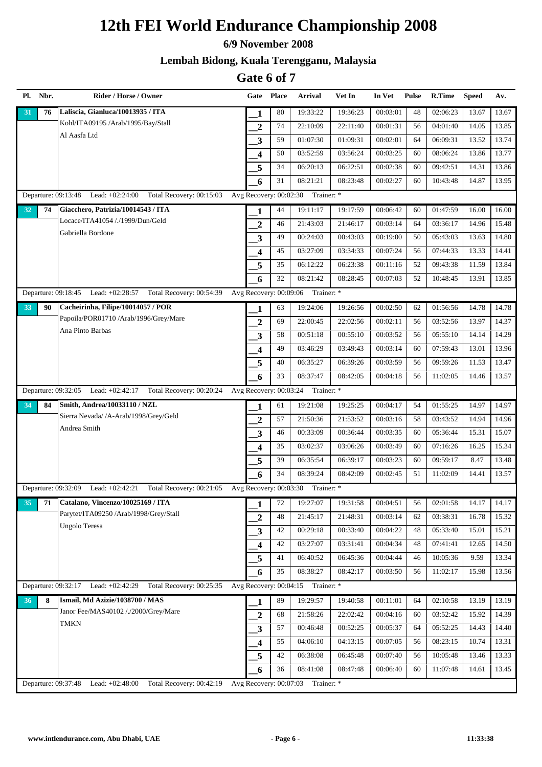# 12th FEI World Endurance Championship 2008

### 6/9 November 2008

### Lembah Bidong, Kuala Terengganu, Malaysia

## Gate 6 of 7

| Pl. | Nbr. | Rider / Horse / Owner | Gate | Place | Arrival | Vet In | In Vet | Pulse | R.Time | Speed | Av. |
|---|---|---|---|---|---|---|---|---|---|---|---|
| 31 | 76 | **Laliscia, Gianluca/10013935 / ITA** | 1 | 80 | 19:33:22 | 19:36:23 | 00:03:01 | 48 | 02:06:23 | 13.67 | 13.67 |
| | | Kohl/ITA09195 /Arab/1995/Bay/Stall | 2 | 74 | 22:10:09 | 22:11:40 | 00:01:31 | 56 | 04:01:40 | 14.05 | 13.85 |
| | | Al Aasfa Ltd | 3 | 59 | 01:07:30 | 01:09:31 | 00:02:01 | 64 | 06:09:31 | 13.52 | 13.74 |
| | | | 4 | 50 | 03:52:59 | 03:56:24 | 00:03:25 | 60 | 08:06:24 | 13.86 | 13.77 |
| | | | 5 | 34 | 06:20:13 | 06:22:51 | 00:02:38 | 60 | 09:42:51 | 14.31 | 13.86 |
| | | | 6 | 31 | 08:21:21 | 08:23:48 | 00:02:27 | 60 | 10:43:48 | 14.87 | 13.95 |
| Departure: 09:13:48 | | Lead: +02:24:00 Total Recovery: 00:15:03 | Avg Recovery: 00:02:30 | | Trainer: * | | | | | | |
| 32 | 74 | **Giacchero, Patrizia/10014543 / ITA** | 1 | 44 | 19:11:17 | 19:17:59 | 00:06:42 | 60 | 01:47:59 | 16.00 | 16.00 |
| | | Locace/ITA41054 /./1999/Dun/Geld | 2 | 46 | 21:43:03 | 21:46:17 | 00:03:14 | 64 | 03:36:17 | 14.96 | 15.48 |
| | | Gabriella Bordone | 3 | 49 | 00:24:03 | 00:43:03 | 00:19:00 | 50 | 05:43:03 | 13.63 | 14.80 |
| | | | 4 | 45 | 03:27:09 | 03:34:33 | 00:07:24 | 56 | 07:44:33 | 13.33 | 14.41 |
| | | | 5 | 35 | 06:12:22 | 06:23:38 | 00:11:16 | 52 | 09:43:38 | 11.59 | 13.84 |
| | | | 6 | 32 | 08:21:42 | 08:28:45 | 00:07:03 | 52 | 10:48:45 | 13.91 | 13.85 |
| Departure: 09:18:45 | | Lead: +02:28:57 Total Recovery: 00:54:39 | Avg Recovery: 00:09:06 | | Trainer: * | | | | | | |
| 33 | 90 | **Cacheirinha, Filipe/10014057 / POR** | 1 | 63 | 19:24:06 | 19:26:56 | 00:02:50 | 62 | 01:56:56 | 14.78 | 14.78 |
| | | Papoila/POR01710 /Arab/1996/Grey/Mare | 2 | 69 | 22:00:45 | 22:02:56 | 00:02:11 | 56 | 03:52:56 | 13.97 | 14.37 |
| | | Ana Pinto Barbas | 3 | 58 | 00:51:18 | 00:55:10 | 00:03:52 | 56 | 05:55:10 | 14.14 | 14.29 |
| | | | 4 | 49 | 03:46:29 | 03:49:43 | 00:03:14 | 60 | 07:59:43 | 13.01 | 13.96 |
| | | | 5 | 40 | 06:35:27 | 06:39:26 | 00:03:59 | 56 | 09:59:26 | 11.53 | 13.47 |
| | | | 6 | 33 | 08:37:47 | 08:42:05 | 00:04:18 | 56 | 11:02:05 | 14.46 | 13.57 |
| Departure: 09:32:05 | | Lead: +02:42:17 Total Recovery: 00:20:24 | Avg Recovery: 00:03:24 | | Trainer: * | | | | | | |
| 34 | 84 | **Smith, Andrea/10033110 / NZL** | 1 | 61 | 19:21:08 | 19:25:25 | 00:04:17 | 54 | 01:55:25 | 14.97 | 14.97 |
| | | Sierra Nevada/ /A-Arab/1998/Grey/Geld | 2 | 57 | 21:50:36 | 21:53:52 | 00:03:16 | 58 | 03:43:52 | 14.94 | 14.96 |
| | | Andrea Smith | 3 | 46 | 00:33:09 | 00:36:44 | 00:03:35 | 60 | 05:36:44 | 15.31 | 15.07 |
| | | | 4 | 35 | 03:02:37 | 03:06:26 | 00:03:49 | 60 | 07:16:26 | 16.25 | 15.34 |
| | | | 5 | 39 | 06:35:54 | 06:39:17 | 00:03:23 | 60 | 09:59:17 | 8.47 | 13.48 |
| | | | 6 | 34 | 08:39:24 | 08:42:09 | 00:02:45 | 51 | 11:02:09 | 14.41 | 13.57 |
| Departure: 09:32:09 | | Lead: +02:42:21 Total Recovery: 00:21:05 | Avg Recovery: 00:03:30 | | Trainer: * | | | | | | |
| 35 | 71 | **Catalano, Vincenzo/10025169 / ITA** | 1 | 72 | 19:27:07 | 19:31:58 | 00:04:51 | 56 | 02:01:58 | 14.17 | 14.17 |
| | | Parytet/ITA09250 /Arab/1998/Grey/Stall | 2 | 48 | 21:45:17 | 21:48:31 | 00:03:14 | 62 | 03:38:31 | 16.78 | 15.32 |
| | | Ungolo Teresa | 3 | 42 | 00:29:18 | 00:33:40 | 00:04:22 | 48 | 05:33:40 | 15.01 | 15.21 |
| | | | 4 | 42 | 03:27:07 | 03:31:41 | 00:04:34 | 48 | 07:41:41 | 12.65 | 14.50 |
| | | | 5 | 41 | 06:40:52 | 06:45:36 | 00:04:44 | 46 | 10:05:36 | 9.59 | 13.34 |
| | | | 6 | 35 | 08:38:27 | 08:42:17 | 00:03:50 | 56 | 11:02:17 | 15.98 | 13.56 |
| Departure: 09:32:17 | | Lead: +02:42:29 Total Recovery: 00:25:35 | Avg Recovery: 00:04:15 | | Trainer: * | | | | | | |
| 36 | 8 | **Ismail, Md Azizie/1038700 / MAS** | 1 | 89 | 19:29:57 | 19:40:58 | 00:11:01 | 64 | 02:10:58 | 13.19 | 13.19 |
| | | Janor Fee/MAS40102 /./2000/Grey/Mare | 2 | 68 | 21:58:26 | 22:02:42 | 00:04:16 | 60 | 03:52:42 | 15.92 | 14.39 |
| | | TMKN | 3 | 57 | 00:46:48 | 00:52:25 | 00:05:37 | 64 | 05:52:25 | 14.43 | 14.40 |
| | | | 4 | 55 | 04:06:10 | 04:13:15 | 00:07:05 | 56 | 08:23:15 | 10.74 | 13.31 |
| | | | 5 | 42 | 06:38:08 | 06:45:48 | 00:07:40 | 56 | 10:05:48 | 13.46 | 13.33 |
| | | | 6 | 36 | 08:41:08 | 08:47:48 | 00:06:40 | 60 | 11:07:48 | 14.61 | 13.45 |
| Departure: 09:37:48 | | Lead: +02:48:00 Total Recovery: 00:42:19 | Avg Recovery: 00:07:03 | | Trainer: * | | | | | | |

www.intlendurance.com, Abu Dhabi, UAE — 11:33:38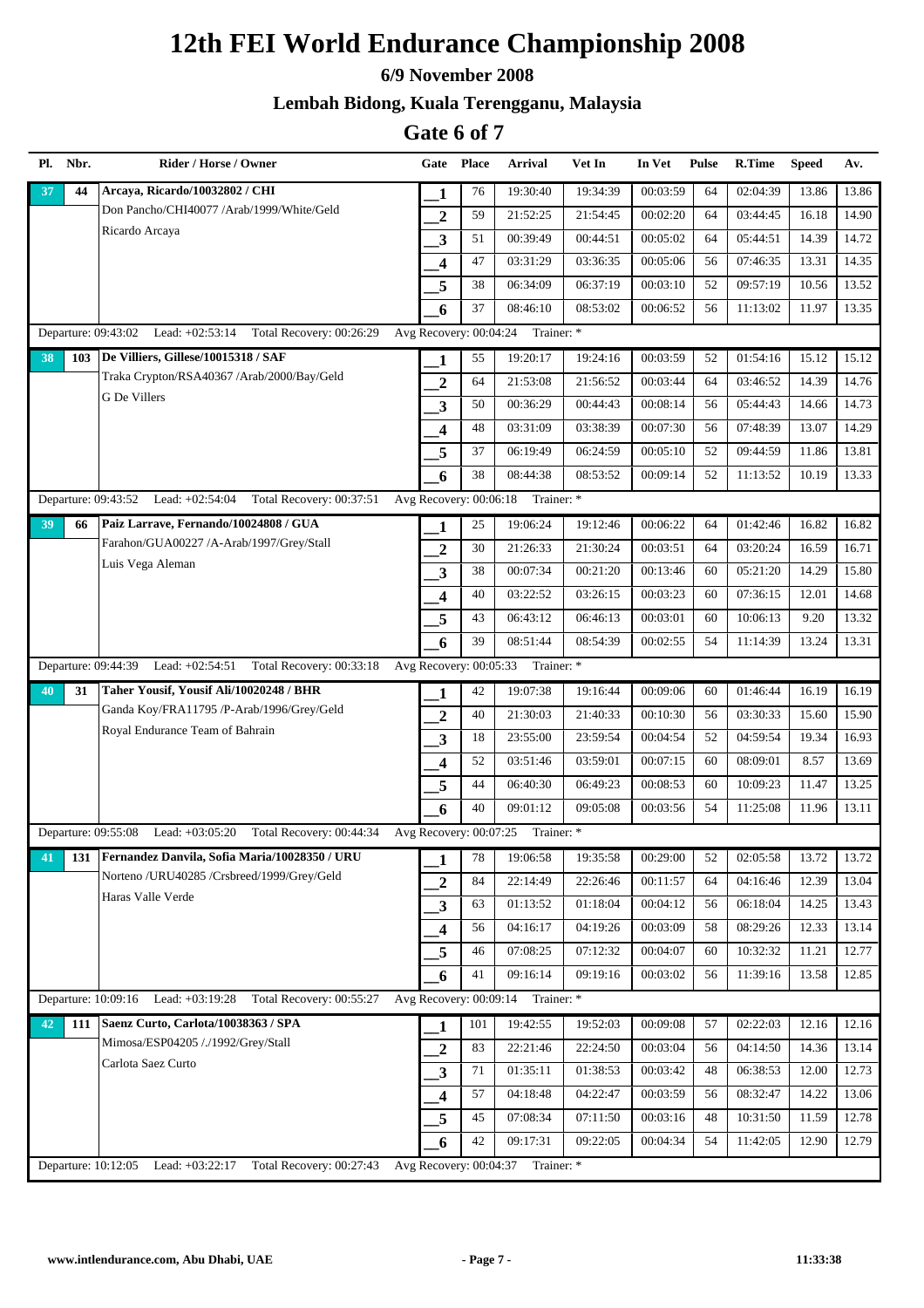# 12th FEI World Endurance Championship 2008

## 6/9 November 2008

## Lembah Bidong, Kuala Terengganu, Malaysia

## Gate 6 of 7

| Pl. | Nbr. | Rider / Horse / Owner | Gate | Place | Arrival | Vet In | In Vet | Pulse | R.Time | Speed | Av. |
|---|---|---|---|---|---|---|---|---|---|---|---|
| 37 | 44 | Arcaya, Ricardo/10032802 / CHI | 1 | 76 | 19:30:40 | 19:34:39 | 00:03:59 | 64 | 02:04:39 | 13.86 | 13.86 |
| | | Don Pancho/CHI40077 /Arab/1999/White/Geld | 2 | 59 | 21:52:25 | 21:54:45 | 00:02:20 | 64 | 03:44:45 | 16.18 | 14.90 |
| | | Ricardo Arcaya | 3 | 51 | 00:39:49 | 00:44:51 | 00:05:02 | 64 | 05:44:51 | 14.39 | 14.72 |
| | | | 4 | 47 | 03:31:29 | 03:36:35 | 00:05:06 | 56 | 07:46:35 | 13.31 | 14.35 |
| | | | 5 | 38 | 06:34:09 | 06:37:19 | 00:03:10 | 52 | 09:57:19 | 10.56 | 13.52 |
| | | | 6 | 37 | 08:46:10 | 08:53:02 | 00:06:52 | 56 | 11:13:02 | 11.97 | 13.35 |
| Departure: 09:43:02 | | Lead: +02:53:14 Total Recovery: 00:26:29 | Avg Recovery: 00:04:24 | | Trainer: * | | | | | | |
| 38 | 103 | De Villiers, Gillese/10015318 / SAF | 1 | 55 | 19:20:17 | 19:24:16 | 00:03:59 | 52 | 01:54:16 | 15.12 | 15.12 |
| | | Traka Crypton/RSA40367 /Arab/2000/Bay/Geld | 2 | 64 | 21:53:08 | 21:56:52 | 00:03:44 | 64 | 03:46:52 | 14.39 | 14.76 |
| | | G De Villers | 3 | 50 | 00:36:29 | 00:44:43 | 00:08:14 | 56 | 05:44:43 | 14.66 | 14.73 |
| | | | 4 | 48 | 03:31:09 | 03:38:39 | 00:07:30 | 56 | 07:48:39 | 13.07 | 14.29 |
| | | | 5 | 37 | 06:19:49 | 06:24:59 | 00:05:10 | 52 | 09:44:59 | 11.86 | 13.81 |
| | | | 6 | 38 | 08:44:38 | 08:53:52 | 00:09:14 | 52 | 11:13:52 | 10.19 | 13.33 |
| Departure: 09:43:52 | | Lead: +02:54:04 Total Recovery: 00:37:51 | Avg Recovery: 00:06:18 | | Trainer: * | | | | | | |
| 39 | 66 | Paiz Larrave, Fernando/10024808 / GUA | 1 | 25 | 19:06:24 | 19:12:46 | 00:06:22 | 64 | 01:42:46 | 16.82 | 16.82 |
| | | Farahon/GUA00227 /A-Arab/1997/Grey/Stall | 2 | 30 | 21:26:33 | 21:30:24 | 00:03:51 | 64 | 03:20:24 | 16.59 | 16.71 |
| | | Luis Vega Aleman | 3 | 38 | 00:07:34 | 00:21:20 | 00:13:46 | 60 | 05:21:20 | 14.29 | 15.80 |
| | | | 4 | 40 | 03:22:52 | 03:26:15 | 00:03:23 | 60 | 07:36:15 | 12.01 | 14.68 |
| | | | 5 | 43 | 06:43:12 | 06:46:13 | 00:03:01 | 60 | 10:06:13 | 9.20 | 13.32 |
| | | | 6 | 39 | 08:51:44 | 08:54:39 | 00:02:55 | 54 | 11:14:39 | 13.24 | 13.31 |
| Departure: 09:44:39 | | Lead: +02:54:51 Total Recovery: 00:33:18 | Avg Recovery: 00:05:33 | | Trainer: * | | | | | | |
| 40 | 31 | Taher Yousif, Yousif Ali/10020248 / BHR | 1 | 42 | 19:07:38 | 19:16:44 | 00:09:06 | 60 | 01:46:44 | 16.19 | 16.19 |
| | | Ganda Koy/FRA11795 /P-Arab/1996/Grey/Geld | 2 | 40 | 21:30:03 | 21:40:33 | 00:10:30 | 56 | 03:30:33 | 15.60 | 15.90 |
| | | Royal Endurance Team of Bahrain | 3 | 18 | 23:55:00 | 23:59:54 | 00:04:54 | 52 | 04:59:54 | 19.34 | 16.93 |
| | | | 4 | 52 | 03:51:46 | 03:59:01 | 00:07:15 | 60 | 08:09:01 | 8.57 | 13.69 |
| | | | 5 | 44 | 06:40:30 | 06:49:23 | 00:08:53 | 60 | 10:09:23 | 11.47 | 13.25 |
| | | | 6 | 40 | 09:01:12 | 09:05:08 | 00:03:56 | 54 | 11:25:08 | 11.96 | 13.11 |
| Departure: 09:55:08 | | Lead: +03:05:20 Total Recovery: 00:44:34 | Avg Recovery: 00:07:25 | | Trainer: * | | | | | | |
| 41 | 131 | Fernandez Danvila, Sofia Maria/10028350 / URU | 1 | 78 | 19:06:58 | 19:35:58 | 00:29:00 | 52 | 02:05:58 | 13.72 | 13.72 |
| | | Norteno /URU40285 /Crsbreed/1999/Grey/Geld | 2 | 84 | 22:14:49 | 22:26:46 | 00:11:57 | 64 | 04:16:46 | 12.39 | 13.04 |
| | | Haras Valle Verde | 3 | 63 | 01:13:52 | 01:18:04 | 00:04:12 | 56 | 06:18:04 | 14.25 | 13.43 |
| | | | 4 | 56 | 04:16:17 | 04:19:26 | 00:03:09 | 58 | 08:29:26 | 12.33 | 13.14 |
| | | | 5 | 46 | 07:08:25 | 07:12:32 | 00:04:07 | 60 | 10:32:32 | 11.21 | 12.77 |
| | | | 6 | 41 | 09:16:14 | 09:19:16 | 00:03:02 | 56 | 11:39:16 | 13.58 | 12.85 |
| Departure: 10:09:16 | | Lead: +03:19:28 Total Recovery: 00:55:27 | Avg Recovery: 00:09:14 | | Trainer: * | | | | | | |
| 42 | 111 | Saenz Curto, Carlota/10038363 / SPA | 1 | 101 | 19:42:55 | 19:52:03 | 00:09:08 | 57 | 02:22:03 | 12.16 | 12.16 |
| | | Mimosa/ESP04205 /./1992/Grey/Stall | 2 | 83 | 22:21:46 | 22:24:50 | 00:03:04 | 56 | 04:14:50 | 14.36 | 13.14 |
| | | Carlota Saez Curto | 3 | 71 | 01:35:11 | 01:38:53 | 00:03:42 | 48 | 06:38:53 | 12.00 | 12.73 |
| | | | 4 | 57 | 04:18:48 | 04:22:47 | 00:03:59 | 56 | 08:32:47 | 14.22 | 13.06 |
| | | | 5 | 45 | 07:08:34 | 07:11:50 | 00:03:16 | 48 | 10:31:50 | 11.59 | 12.78 |
| | | | 6 | 42 | 09:17:31 | 09:22:05 | 00:04:34 | 54 | 11:42:05 | 12.90 | 12.79 |
| Departure: 10:12:05 | | Lead: +03:22:17 Total Recovery: 00:27:43 | Avg Recovery: 00:04:37 | | Trainer: * | | | | | | |

www.intlendurance.com, Abu Dhabi, UAE — 11:33:38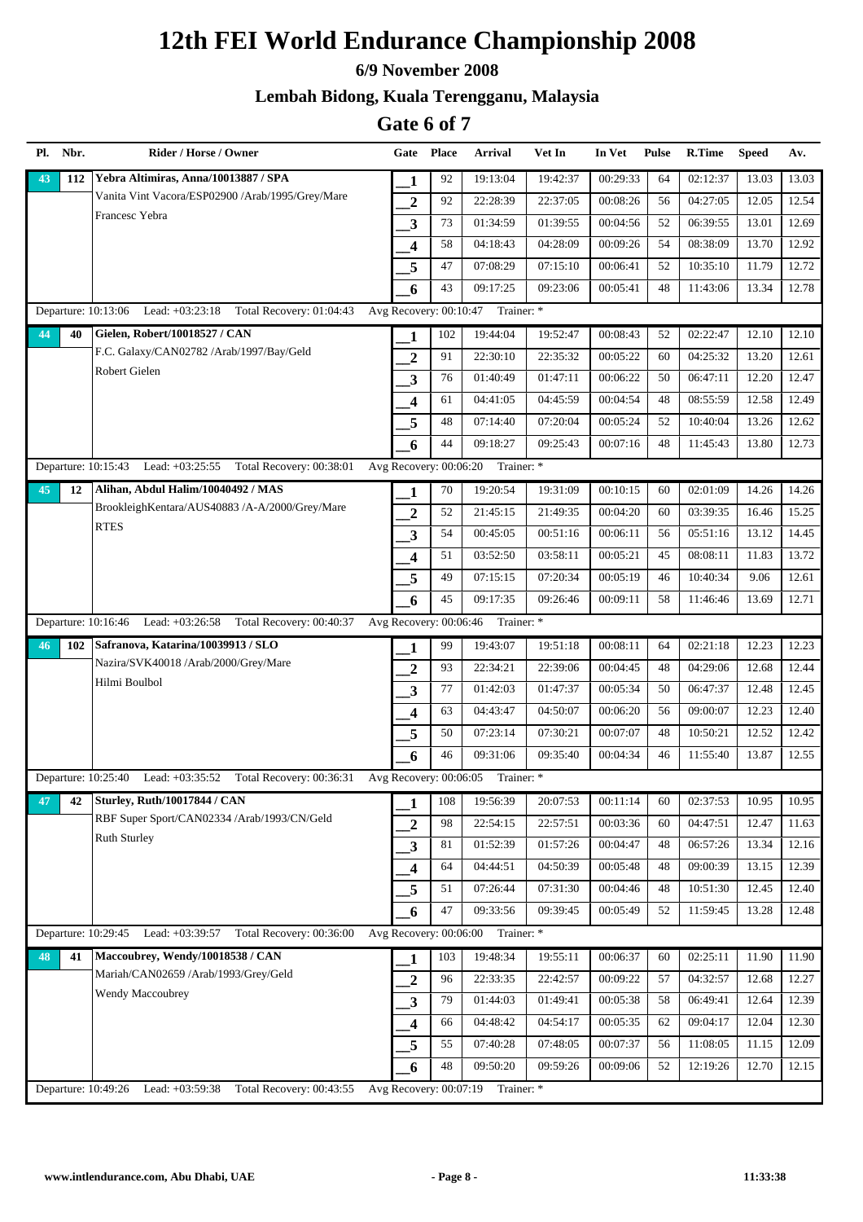# 12th FEI World Endurance Championship 2008

## 6/9 November 2008

## Lembah Bidong, Kuala Terengganu, Malaysia

## Gate 6 of 7

| Pl. | Nbr. | Rider / Horse / Owner | Gate | Place | Arrival | Vet In | In Vet | Pulse | R.Time | Speed | Av. |
|---|---|---|---|---|---|---|---|---|---|---|---|
| 43 | 112 | **Yebra Altimiras, Anna/10013887 / SPA** | 1 | 92 | 19:13:04 | 19:42:37 | 00:29:33 | 64 | 02:12:37 | 13.03 | 13.03 |
| | | Vanita Vint Vacora/ESP02900 /Arab/1995/Grey/Mare | 2 | 92 | 22:28:39 | 22:37:05 | 00:08:26 | 56 | 04:27:05 | 12.05 | 12.54 |
| | | Francesc Yebra | 3 | 73 | 01:34:59 | 01:39:55 | 00:04:56 | 52 | 06:39:55 | 13.01 | 12.69 |
| | | | 4 | 58 | 04:18:43 | 04:28:09 | 00:09:26 | 54 | 08:38:09 | 13.70 | 12.92 |
| | | | 5 | 47 | 07:08:29 | 07:15:10 | 00:06:41 | 52 | 10:35:10 | 11.79 | 12.72 |
| | | | 6 | 43 | 09:17:25 | 09:23:06 | 00:05:41 | 48 | 11:43:06 | 13.34 | 12.78 |
| Departure: 10:13:06 | | Lead: +03:23:18 Total Recovery: 01:04:43 | Avg Recovery: 00:10:47 | | Trainer: * | | | | | | |
| 44 | 40 | **Gielen, Robert/10018527 / CAN** | 1 | 102 | 19:44:04 | 19:52:47 | 00:08:43 | 52 | 02:22:47 | 12.10 | 12.10 |
| | | F.C. Galaxy/CAN02782 /Arab/1997/Bay/Geld | 2 | 91 | 22:30:10 | 22:35:32 | 00:05:22 | 60 | 04:25:32 | 13.20 | 12.61 |
| | | Robert Gielen | 3 | 76 | 01:40:49 | 01:47:11 | 00:06:22 | 50 | 06:47:11 | 12.20 | 12.47 |
| | | | 4 | 61 | 04:41:05 | 04:45:59 | 00:04:54 | 48 | 08:55:59 | 12.58 | 12.49 |
| | | | 5 | 48 | 07:14:40 | 07:20:04 | 00:05:24 | 52 | 10:40:04 | 13.26 | 12.62 |
| | | | 6 | 44 | 09:18:27 | 09:25:43 | 00:07:16 | 48 | 11:45:43 | 13.80 | 12.73 |
| Departure: 10:15:43 | | Lead: +03:25:55 Total Recovery: 00:38:01 | Avg Recovery: 00:06:20 | | Trainer: * | | | | | | |
| 45 | 12 | **Alihan, Abdul Halim/10040492 / MAS** | 1 | 70 | 19:20:54 | 19:31:09 | 00:10:15 | 60 | 02:01:09 | 14.26 | 14.26 |
| | | BrookleighKentara/AUS40883 /A-A/2000/Grey/Mare | 2 | 52 | 21:45:15 | 21:49:35 | 00:04:20 | 60 | 03:39:35 | 16.46 | 15.25 |
| | | RTES | 3 | 54 | 00:45:05 | 00:51:16 | 00:06:11 | 56 | 05:51:16 | 13.12 | 14.45 |
| | | | 4 | 51 | 03:52:50 | 03:58:11 | 00:05:21 | 45 | 08:08:11 | 11.83 | 13.72 |
| | | | 5 | 49 | 07:15:15 | 07:20:34 | 00:05:19 | 46 | 10:40:34 | 9.06 | 12.61 |
| | | | 6 | 45 | 09:17:35 | 09:26:46 | 00:09:11 | 58 | 11:46:46 | 13.69 | 12.71 |
| Departure: 10:16:46 | | Lead: +03:26:58 Total Recovery: 00:40:37 | Avg Recovery: 00:06:46 | | Trainer: * | | | | | | |
| 46 | 102 | **Safranova, Katarina/10039913 / SLO** | 1 | 99 | 19:43:07 | 19:51:18 | 00:08:11 | 64 | 02:21:18 | 12.23 | 12.23 |
| | | Nazira/SVK40018 /Arab/2000/Grey/Mare | 2 | 93 | 22:34:21 | 22:39:06 | 00:04:45 | 48 | 04:29:06 | 12.68 | 12.44 |
| | | Hilmi Boulbol | 3 | 77 | 01:42:03 | 01:47:37 | 00:05:34 | 50 | 06:47:37 | 12.48 | 12.45 |
| | | | 4 | 63 | 04:43:47 | 04:50:07 | 00:06:20 | 56 | 09:00:07 | 12.23 | 12.40 |
| | | | 5 | 50 | 07:23:14 | 07:30:21 | 00:07:07 | 48 | 10:50:21 | 12.52 | 12.42 |
| | | | 6 | 46 | 09:31:06 | 09:35:40 | 00:04:34 | 46 | 11:55:40 | 13.87 | 12.55 |
| Departure: 10:25:40 | | Lead: +03:35:52 Total Recovery: 00:36:31 | Avg Recovery: 00:06:05 | | Trainer: * | | | | | | |
| 47 | 42 | **Sturley, Ruth/10017844 / CAN** | 1 | 108 | 19:56:39 | 20:07:53 | 00:11:14 | 60 | 02:37:53 | 10.95 | 10.95 |
| | | RBF Super Sport/CAN02334 /Arab/1993/CN/Geld | 2 | 98 | 22:54:15 | 22:57:51 | 00:03:36 | 60 | 04:47:51 | 12.47 | 11.63 |
| | | Ruth Sturley | 3 | 81 | 01:52:39 | 01:57:26 | 00:04:47 | 48 | 06:57:26 | 13.34 | 12.16 |
| | | | 4 | 64 | 04:44:51 | 04:50:39 | 00:05:48 | 48 | 09:00:39 | 13.15 | 12.39 |
| | | | 5 | 51 | 07:26:44 | 07:31:30 | 00:04:46 | 48 | 10:51:30 | 12.45 | 12.40 |
| | | | 6 | 47 | 09:33:56 | 09:39:45 | 00:05:49 | 52 | 11:59:45 | 13.28 | 12.48 |
| Departure: 10:29:45 | | Lead: +03:39:57 Total Recovery: 00:36:00 | Avg Recovery: 00:06:00 | | Trainer: * | | | | | | |
| 48 | 41 | **Maccoubrey, Wendy/10018538 / CAN** | 1 | 103 | 19:48:34 | 19:55:11 | 00:06:37 | 60 | 02:25:11 | 11.90 | 11.90 |
| | | Mariah/CAN02659 /Arab/1993/Grey/Geld | 2 | 96 | 22:33:35 | 22:42:57 | 00:09:22 | 57 | 04:32:57 | 12.68 | 12.27 |
| | | Wendy Maccoubrey | 3 | 79 | 01:44:03 | 01:49:41 | 00:05:38 | 58 | 06:49:41 | 12.64 | 12.39 |
| | | | 4 | 66 | 04:48:42 | 04:54:17 | 00:05:35 | 62 | 09:04:17 | 12.04 | 12.30 |
| | | | 5 | 55 | 07:40:28 | 07:48:05 | 00:07:37 | 56 | 11:08:05 | 11.15 | 12.09 |
| | | | 6 | 48 | 09:50:20 | 09:59:26 | 00:09:06 | 52 | 12:19:26 | 12.70 | 12.15 |
| Departure: 10:49:26 | | Lead: +03:59:38 Total Recovery: 00:43:55 | Avg Recovery: 00:07:19 | | Trainer: * | | | | | | |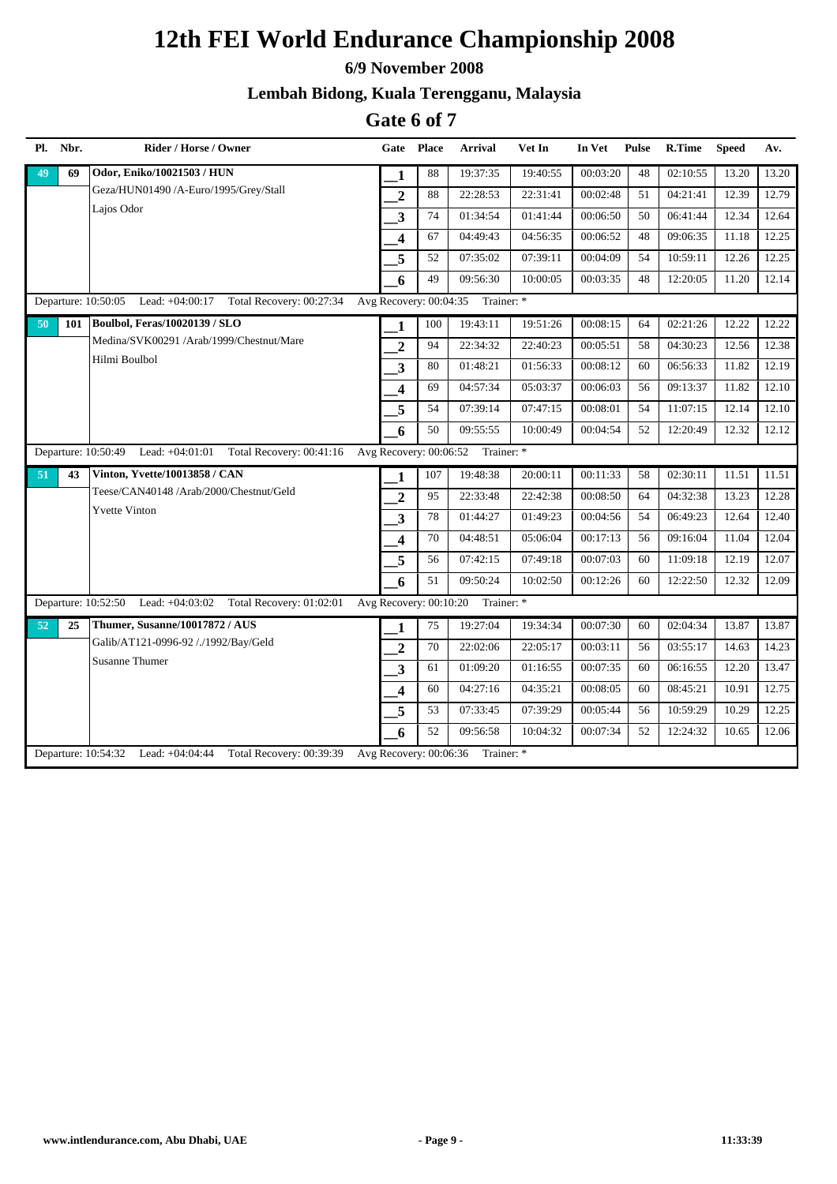# 12th FEI World Endurance Championship 2008

### 6/9 November 2008

### Lembah Bidong, Kuala Terengganu, Malaysia

## Gate 6 of 7

| Pl. | Nbr. | Rider / Horse / Owner | Gate | Place | Arrival | Vet In | In Vet | Pulse | R.Time | Speed | Av. |
|---|---|---|---|---|---|---|---|---|---|---|---|
| 49 | 69 | **Odor, Eniko/10021503 / HUN** | 1 | 88 | 19:37:35 | 19:40:55 | 00:03:20 | 48 | 02:10:55 | 13.20 | 13.20 |
| | | Geza/HUN01490 /A-Euro/1995/Grey/Stall | 2 | 88 | 22:28:53 | 22:31:41 | 00:02:48 | 51 | 04:21:41 | 12.39 | 12.79 |
| | | Lajos Odor | 3 | 74 | 01:34:54 | 01:41:44 | 00:06:50 | 50 | 06:41:44 | 12.34 | 12.64 |
| | | | 4 | 67 | 04:49:43 | 04:56:35 | 00:06:52 | 48 | 09:06:35 | 11.18 | 12.25 |
| | | | 5 | 52 | 07:35:02 | 07:39:11 | 00:04:09 | 54 | 10:59:11 | 12.26 | 12.25 |
| | | | 6 | 49 | 09:56:30 | 10:00:05 | 00:03:35 | 48 | 12:20:05 | 11.20 | 12.14 |
| Departure: 10:50:05 | | Lead: +04:00:17 Total Recovery: 00:27:34 | Avg Recovery: 00:04:35 | | Trainer: * | | | | | | |
| 50 | 101 | **Boulbol, Feras/10020139 / SLO** | 1 | 100 | 19:43:11 | 19:51:26 | 00:08:15 | 64 | 02:21:26 | 12.22 | 12.22 |
| | | Medina/SVK00291 /Arab/1999/Chestnut/Mare | 2 | 94 | 22:34:32 | 22:40:23 | 00:05:51 | 58 | 04:30:23 | 12.56 | 12.38 |
| | | Hilmi Boulbol | 3 | 80 | 01:48:21 | 01:56:33 | 00:08:12 | 60 | 06:56:33 | 11.82 | 12.19 |
| | | | 4 | 69 | 04:57:34 | 05:03:37 | 00:06:03 | 56 | 09:13:37 | 11.82 | 12.10 |
| | | | 5 | 54 | 07:39:14 | 07:47:15 | 00:08:01 | 54 | 11:07:15 | 12.14 | 12.10 |
| | | | 6 | 50 | 09:55:55 | 10:00:49 | 00:04:54 | 52 | 12:20:49 | 12.32 | 12.12 |
| Departure: 10:50:49 | | Lead: +04:01:01 Total Recovery: 00:41:16 | Avg Recovery: 00:06:52 | | Trainer: * | | | | | | |
| 51 | 43 | **Vinton, Yvette/10013858 / CAN** | 1 | 107 | 19:48:38 | 20:00:11 | 00:11:33 | 58 | 02:30:11 | 11.51 | 11.51 |
| | | Teese/CAN40148 /Arab/2000/Chestnut/Geld | 2 | 95 | 22:33:48 | 22:42:38 | 00:08:50 | 64 | 04:32:38 | 13.23 | 12.28 |
| | | Yvette Vinton | 3 | 78 | 01:44:27 | 01:49:23 | 00:04:56 | 54 | 06:49:23 | 12.64 | 12.40 |
| | | | 4 | 70 | 04:48:51 | 05:06:04 | 00:17:13 | 56 | 09:16:04 | 11.04 | 12.04 |
| | | | 5 | 56 | 07:42:15 | 07:49:18 | 00:07:03 | 60 | 11:09:18 | 12.19 | 12.07 |
| | | | 6 | 51 | 09:50:24 | 10:02:50 | 00:12:26 | 60 | 12:22:50 | 12.32 | 12.09 |
| Departure: 10:52:50 | | Lead: +04:03:02 Total Recovery: 01:02:01 | Avg Recovery: 00:10:20 | | Trainer: * | | | | | | |
| 52 | 25 | **Thumer, Susanne/10017872 / AUS** | 1 | 75 | 19:27:04 | 19:34:34 | 00:07:30 | 60 | 02:04:34 | 13.87 | 13.87 |
| | | Galib/AT121-0996-92 /./1992/Bay/Geld | 2 | 70 | 22:02:06 | 22:05:17 | 00:03:11 | 56 | 03:55:17 | 14.63 | 14.23 |
| | | Susanne Thumer | 3 | 61 | 01:09:20 | 01:16:55 | 00:07:35 | 60 | 06:16:55 | 12.20 | 13.47 |
| | | | 4 | 60 | 04:27:16 | 04:35:21 | 00:08:05 | 60 | 08:45:21 | 10.91 | 12.75 |
| | | | 5 | 53 | 07:33:45 | 07:39:29 | 00:05:44 | 56 | 10:59:29 | 10.29 | 12.25 |
| | | | 6 | 52 | 09:56:58 | 10:04:32 | 00:07:34 | 52 | 12:24:32 | 10.65 | 12.06 |
| Departure: 10:54:32 | | Lead: +04:04:44 Total Recovery: 00:39:39 | Avg Recovery: 00:06:36 | | Trainer: * | | | | | | |

www.intlendurance.com, Abu Dhabi, UAE — 11:33:39